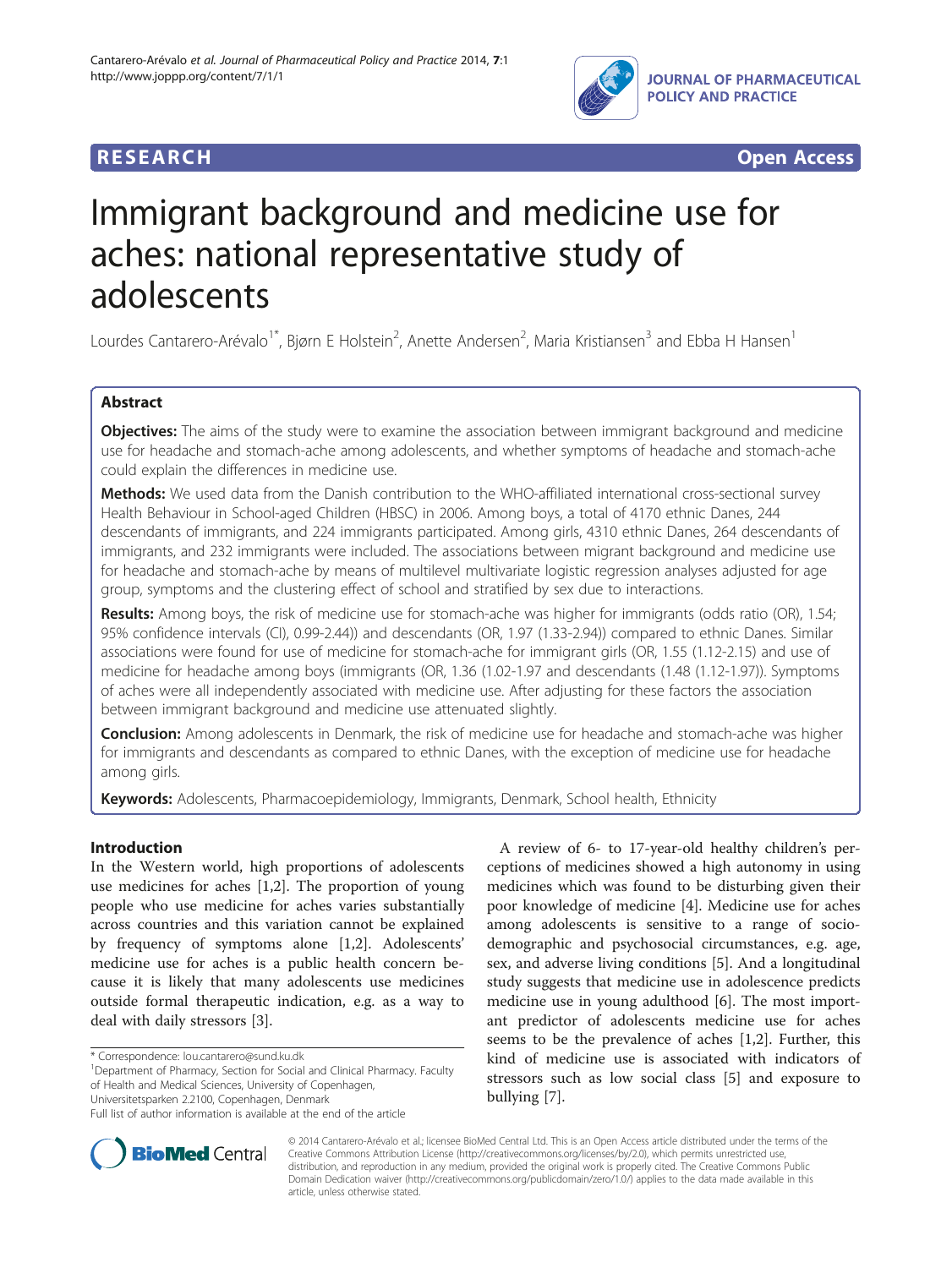RESEARCH Open Access

# Immigrant background and medicine use for aches: national representative study of adolescents

Lourdes Cantarero-Arévalo[1*], Bjørn E Holstein[2], Anette Andersen[2], Maria Kristiansen[3] and Ebba H Hansen[1]

## Abstract

**Objectives:** The aims of the study were to examine the association between immigrant background and medicine use for headache and stomach-ache among adolescents, and whether symptoms of headache and stomach-ache could explain the differences in medicine use.

**Methods:** We used data from the Danish contribution to the WHO-affiliated international cross-sectional survey Health Behaviour in School-aged Children (HBSC) in 2006. Among boys, a total of 4170 ethnic Danes, 244 descendants of immigrants, and 224 immigrants participated. Among girls, 4310 ethnic Danes, 264 descendants of immigrants, and 232 immigrants were included. The associations between migrant background and medicine use for headache and stomach-ache by means of multilevel multivariate logistic regression analyses adjusted for age group, symptoms and the clustering effect of school and stratified by sex due to interactions.

**Results:** Among boys, the risk of medicine use for stomach-ache was higher for immigrants (odds ratio (OR), 1.54; 95% confidence intervals (CI), 0.99-2.44)) and descendants (OR, 1.97 (1.33-2.94)) compared to ethnic Danes. Similar associations were found for use of medicine for stomach-ache for immigrant girls (OR, 1.55 (1.12-2.15) and use of medicine for headache among boys (immigrants (OR, 1.36 (1.02-1.97) and descendants (1.48 (1.12-1.97)). Symptoms of aches were all independently associated with medicine use. After adjusting for these factors the association between immigrant background and medicine use attenuated slightly.

**Conclusion:** Among adolescents in Denmark, the risk of medicine use for headache and stomach-ache was higher for immigrants and descendants as compared to ethnic Danes, with the exception of medicine use for headache among girls.

**Keywords:** Adolescents, Pharmacoepidemiology, Immigrants, Denmark, School health, Ethnicity

## Introduction

In the Western world, high proportions of adolescents use medicines for aches [1,2]. The proportion of young people who use medicine for aches varies substantially across countries and this variation cannot be explained by frequency of symptoms alone [1,2]. Adolescents' medicine use for aches is a public health concern because it is likely that many adolescents use medicines outside formal therapeutic indication, e.g. as a way to deal with daily stressors [3].

A review of 6- to 17-year-old healthy children's perceptions of medicines showed a high autonomy in using medicines which was found to be disturbing given their poor knowledge of medicine [4]. Medicine use for aches among adolescents is sensitive to a range of socio-demographic and psychosocial circumstances, e.g. age, sex, and adverse living conditions [5]. And a longitudinal study suggests that medicine use in adolescence predicts medicine use in young adulthood [6]. The most important predictor of adolescents medicine use for aches seems to be the prevalence of aches [1,2]. Further, this kind of medicine use is associated with indicators of stressors such as low social class [5] and exposure to bullying [7].

\* Correspondence: lou.cantarero@sund.ku.dk
[1]Department of Pharmacy, Section for Social and Clinical Pharmacy. Faculty of Health and Medical Sciences, University of Copenhagen, Universitetsparken 2.2100, Copenhagen, Denmark
Full list of author information is available at the end of the article

© 2014 Cantarero-Arévalo et al.; licensee BioMed Central Ltd. This is an Open Access article distributed under the terms of the Creative Commons Attribution License (http://creativecommons.org/licenses/by/2.0), which permits unrestricted use, distribution, and reproduction in any medium, provided the original work is properly cited. The Creative Commons Public Domain Dedication waiver (http://creativecommons.org/publicdomain/zero/1.0/) applies to the data made available in this article, unless otherwise stated.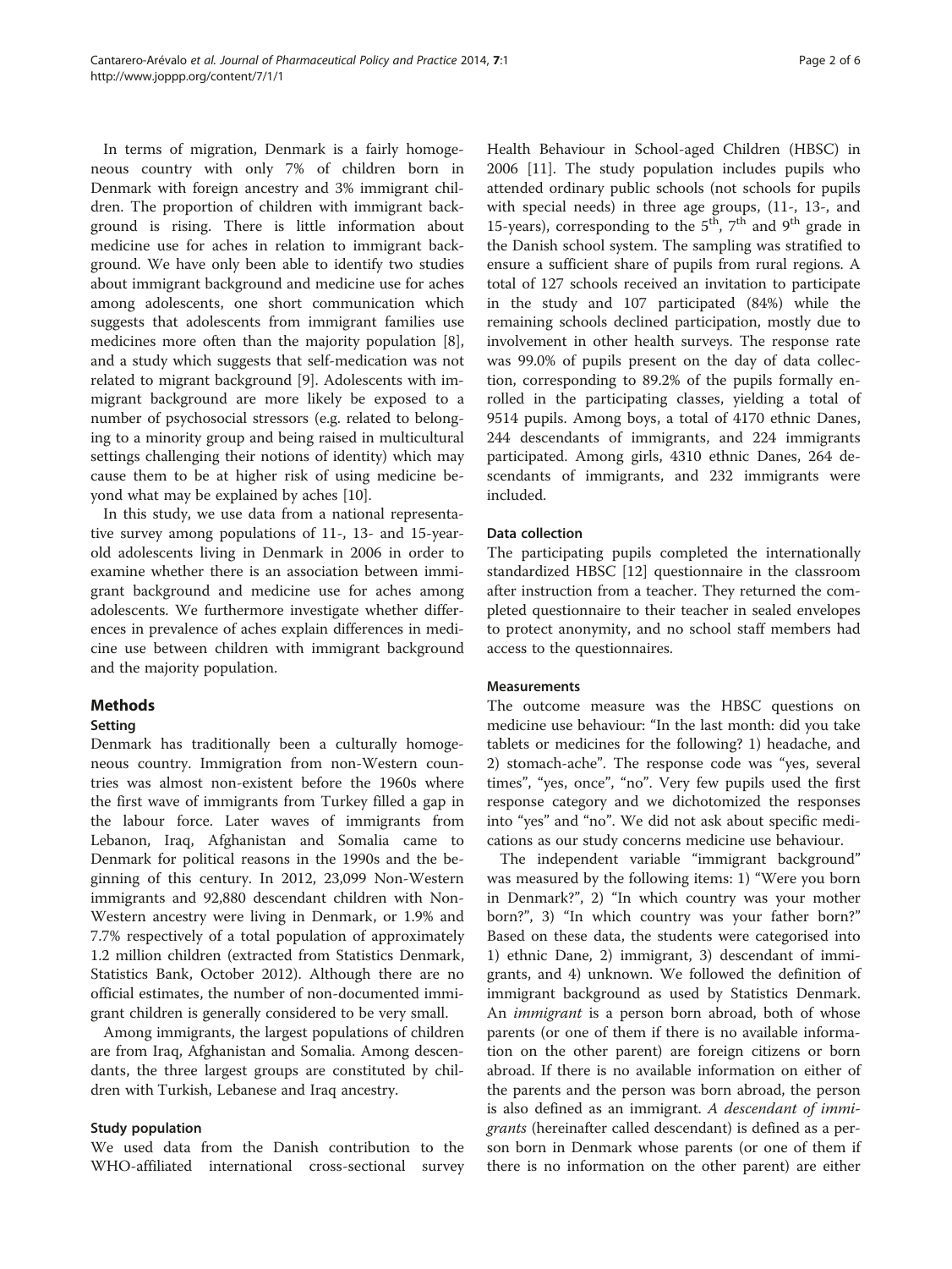In terms of migration, Denmark is a fairly homogeneous country with only 7% of children born in Denmark with foreign ancestry and 3% immigrant children. The proportion of children with immigrant background is rising. There is little information about medicine use for aches in relation to immigrant background. We have only been able to identify two studies about immigrant background and medicine use for aches among adolescents, one short communication which suggests that adolescents from immigrant families use medicines more often than the majority population [8], and a study which suggests that self-medication was not related to migrant background [9]. Adolescents with immigrant background are more likely be exposed to a number of psychosocial stressors (e.g. related to belonging to a minority group and being raised in multicultural settings challenging their notions of identity) which may cause them to be at higher risk of using medicine beyond what may be explained by aches [10].

In this study, we use data from a national representative survey among populations of 11-, 13- and 15-year-old adolescents living in Denmark in 2006 in order to examine whether there is an association between immigrant background and medicine use for aches among adolescents. We furthermore investigate whether differences in prevalence of aches explain differences in medicine use between children with immigrant background and the majority population.

## Methods

### Setting

Denmark has traditionally been a culturally homogeneous country. Immigration from non-Western countries was almost non-existent before the 1960s where the first wave of immigrants from Turkey filled a gap in the labour force. Later waves of immigrants from Lebanon, Iraq, Afghanistan and Somalia came to Denmark for political reasons in the 1990s and the beginning of this century. In 2012, 23,099 Non-Western immigrants and 92,880 descendant children with Non-Western ancestry were living in Denmark, or 1.9% and 7.7% respectively of a total population of approximately 1.2 million children (extracted from Statistics Denmark, Statistics Bank, October 2012). Although there are no official estimates, the number of non-documented immigrant children is generally considered to be very small.

Among immigrants, the largest populations of children are from Iraq, Afghanistan and Somalia. Among descendants, the three largest groups are constituted by children with Turkish, Lebanese and Iraq ancestry.

### Study population

We used data from the Danish contribution to the WHO-affiliated international cross-sectional survey Health Behaviour in School-aged Children (HBSC) in 2006 [11]. The study population includes pupils who attended ordinary public schools (not schools for pupils with special needs) in three age groups, (11-, 13-, and 15-years), corresponding to the 5[th], 7[th] and 9[th] grade in the Danish school system. The sampling was stratified to ensure a sufficient share of pupils from rural regions. A total of 127 schools received an invitation to participate in the study and 107 participated (84%) while the remaining schools declined participation, mostly due to involvement in other health surveys. The response rate was 99.0% of pupils present on the day of data collection, corresponding to 89.2% of the pupils formally enrolled in the participating classes, yielding a total of 9514 pupils. Among boys, a total of 4170 ethnic Danes, 244 descendants of immigrants, and 224 immigrants participated. Among girls, 4310 ethnic Danes, 264 descendants of immigrants, and 232 immigrants were included.

### Data collection

The participating pupils completed the internationally standardized HBSC [12] questionnaire in the classroom after instruction from a teacher. They returned the completed questionnaire to their teacher in sealed envelopes to protect anonymity, and no school staff members had access to the questionnaires.

### Measurements

The outcome measure was the HBSC questions on medicine use behaviour: "In the last month: did you take tablets or medicines for the following? 1) headache, and 2) stomach-ache". The response code was "yes, several times", "yes, once", "no". Very few pupils used the first response category and we dichotomized the responses into "yes" and "no". We did not ask about specific medications as our study concerns medicine use behaviour.

The independent variable "immigrant background" was measured by the following items: 1) "Were you born in Denmark?", 2) "In which country was your mother born?", 3) "In which country was your father born?" Based on these data, the students were categorised into 1) ethnic Dane, 2) immigrant, 3) descendant of immigrants, and 4) unknown. We followed the definition of immigrant background as used by Statistics Denmark. An *immigrant* is a person born abroad, both of whose parents (or one of them if there is no available information on the other parent) are foreign citizens or born abroad. If there is no available information on either of the parents and the person was born abroad, the person is also defined as an immigrant. *A descendant of immigrants* (hereinafter called descendant) is defined as a person born in Denmark whose parents (or one of them if there is no information on the other parent) are either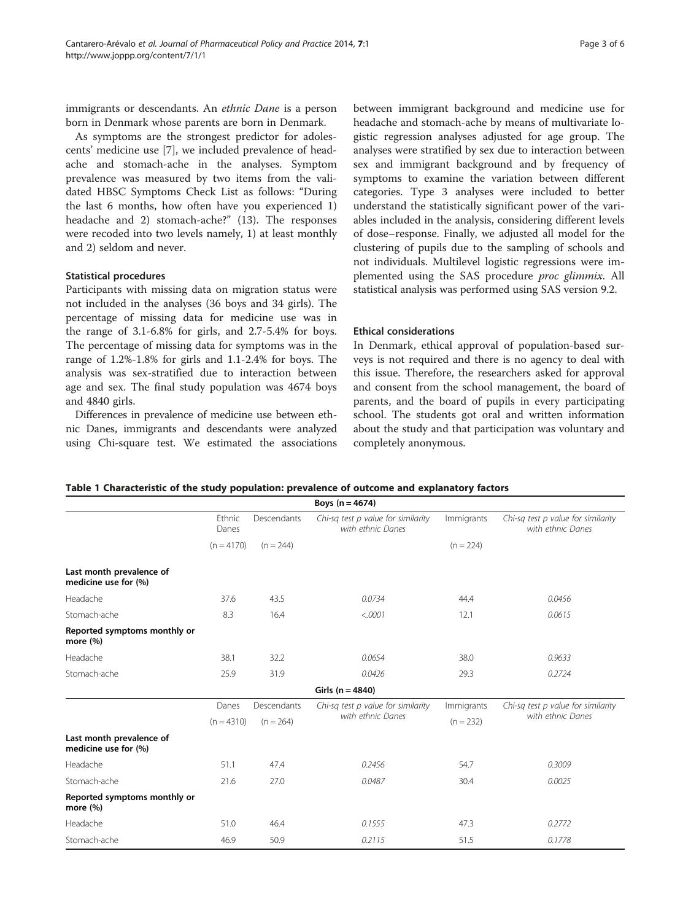immigrants or descendants. An *ethnic Dane* is a person born in Denmark whose parents are born in Denmark.

As symptoms are the strongest predictor for adolescents' medicine use [7], we included prevalence of headache and stomach-ache in the analyses. Symptom prevalence was measured by two items from the validated HBSC Symptoms Check List as follows: "During the last 6 months, how often have you experienced 1) headache and 2) stomach-ache?" (13). The responses were recoded into two levels namely, 1) at least monthly and 2) seldom and never.

### Statistical procedures

Participants with missing data on migration status were not included in the analyses (36 boys and 34 girls). The percentage of missing data for medicine use was in the range of 3.1-6.8% for girls, and 2.7-5.4% for boys. The percentage of missing data for symptoms was in the range of 1.2%-1.8% for girls and 1.1-2.4% for boys. The analysis was sex-stratified due to interaction between age and sex. The final study population was 4674 boys and 4840 girls.

Differences in prevalence of medicine use between ethnic Danes, immigrants and descendants were analyzed using Chi-square test. We estimated the associations between immigrant background and medicine use for headache and stomach-ache by means of multivariate logistic regression analyses adjusted for age group. The analyses were stratified by sex due to interaction between sex and immigrant background and by frequency of symptoms to examine the variation between different categories. Type 3 analyses were included to better understand the statistically significant power of the variables included in the analysis, considering different levels of dose–response. Finally, we adjusted all model for the clustering of pupils due to the sampling of schools and not individuals. Multilevel logistic regressions were implemented using the SAS procedure *proc glimmix*. All statistical analysis was performed using SAS version 9.2.

### Ethical considerations

In Denmark, ethical approval of population-based surveys is not required and there is no agency to deal with this issue. Therefore, the researchers asked for approval and consent from the school management, the board of parents, and the board of pupils in every participating school. The students got oral and written information about the study and that participation was voluntary and completely anonymous.

**Table 1 Characteristic of the study population: prevalence of outcome and explanatory factors**

| | Ethnic Danes | Descendants | *Chi-sq test p value for similarity with ethnic Danes* | Immigrants | *Chi-sq test p value for similarity with ethnic Danes* |
|---|---|---|---|---|---|
| **Boys (n = 4674)** | | | | | |
| | (n = 4170) | (n = 244) | | (n = 224) | |
| **Last month prevalence of medicine use for (%)** | | | | | |
| Headache | 37.6 | 43.5 | *0.0734* | 44.4 | *0.0456* |
| Stomach-ache | 8.3 | 16.4 | *<.0001* | 12.1 | *0.0615* |
| **Reported symptoms monthly or more (%)** | | | | | |
| Headache | 38.1 | 32.2 | *0.0654* | 38.0 | *0.9633* |
| Stomach-ache | 25.9 | 31.9 | *0.0426* | 29.3 | *0.2724* |
| **Girls (n = 4840)** | | | | | |
| | Danes | Descendants | *Chi-sq test p value for similarity with ethnic Danes* | Immigrants | *Chi-sq test p value for similarity with ethnic Danes* |
| | (n = 4310) | (n = 264) | | (n = 232) | |
| **Last month prevalence of medicine use for (%)** | | | | | |
| Headache | 51.1 | 47.4 | *0.2456* | 54.7 | *0.3009* |
| Stomach-ache | 21.6 | 27.0 | *0.0487* | 30.4 | *0.0025* |
| **Reported symptoms monthly or more (%)** | | | | | |
| Headache | 51.0 | 46.4 | *0.1555* | 47.3 | *0.2772* |
| Stomach-ache | 46.9 | 50.9 | *0.2115* | 51.5 | *0.1778* |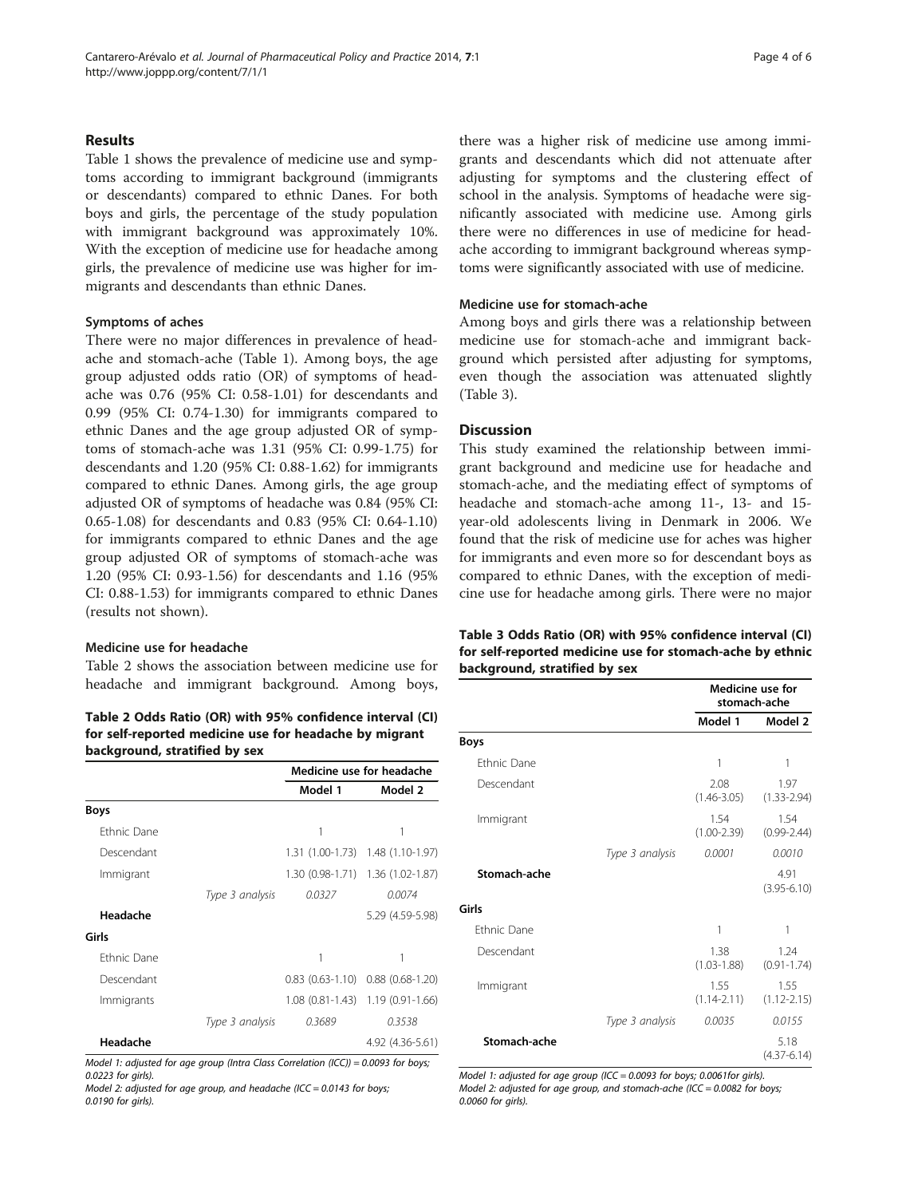## Results

Table 1 shows the prevalence of medicine use and symptoms according to immigrant background (immigrants or descendants) compared to ethnic Danes. For both boys and girls, the percentage of the study population with immigrant background was approximately 10%. With the exception of medicine use for headache among girls, the prevalence of medicine use was higher for immigrants and descendants than ethnic Danes.

### Symptoms of aches

There were no major differences in prevalence of headache and stomach-ache (Table 1). Among boys, the age group adjusted odds ratio (OR) of symptoms of headache was 0.76 (95% CI: 0.58-1.01) for descendants and 0.99 (95% CI: 0.74-1.30) for immigrants compared to ethnic Danes and the age group adjusted OR of symptoms of stomach-ache was 1.31 (95% CI: 0.99-1.75) for descendants and 1.20 (95% CI: 0.88-1.62) for immigrants compared to ethnic Danes. Among girls, the age group adjusted OR of symptoms of headache was 0.84 (95% CI: 0.65-1.08) for descendants and 0.83 (95% CI: 0.64-1.10) for immigrants compared to ethnic Danes and the age group adjusted OR of symptoms of stomach-ache was 1.20 (95% CI: 0.93-1.56) for descendants and 1.16 (95% CI: 0.88-1.53) for immigrants compared to ethnic Danes (results not shown).

### Medicine use for headache

Table 2 shows the association between medicine use for headache and immigrant background. Among boys, there was a higher risk of medicine use among immigrants and descendants which did not attenuate after adjusting for symptoms and the clustering effect of school in the analysis. Symptoms of headache were significantly associated with medicine use. Among girls there were no differences in use of medicine for headache according to immigrant background whereas symptoms were significantly associated with use of medicine.

**Table 2 Odds Ratio (OR) with 95% confidence interval (CI) for self-reported medicine use for headache by migrant background, stratified by sex**

| | | Medicine use for headache | |
|---|---|---|---|
| | | Model 1 | Model 2 |
| **Boys** | | | |
| Ethnic Dane | | 1 | 1 |
| Descendant | | 1.31 (1.00-1.73) | 1.48 (1.10-1.97) |
| Immigrant | | 1.30 (0.98-1.71) | 1.36 (1.02-1.87) |
| | *Type 3 analysis* | *0.0327* | *0.0074* |
| **Headache** | | | 5.29 (4.59-5.98) |
| **Girls** | | | |
| Ethnic Dane | | 1 | 1 |
| Descendant | | 0.83 (0.63-1.10) | 0.88 (0.68-1.20) |
| Immigrants | | 1.08 (0.81-1.43) | 1.19 (0.91-1.66) |
| | *Type 3 analysis* | *0.3689* | *0.3538* |
| **Headache** | | | 4.92 (4.36-5.61) |

*Model 1: adjusted for age group (Intra Class Correlation (ICC)) = 0.0093 for boys; 0.0223 for girls).*
*Model 2: adjusted for age group, and headache (ICC = 0.0143 for boys; 0.0190 for girls).*

### Medicine use for stomach-ache

Among boys and girls there was a relationship between medicine use for stomach-ache and immigrant background which persisted after adjusting for symptoms, even though the association was attenuated slightly (Table 3).

## Discussion

This study examined the relationship between immigrant background and medicine use for headache and stomach-ache, and the mediating effect of symptoms of headache and stomach-ache among 11-, 13- and 15-year-old adolescents living in Denmark in 2006. We found that the risk of medicine use for aches was higher for immigrants and even more so for descendant boys as compared to ethnic Danes, with the exception of medicine use for headache among girls. There were no major

**Table 3 Odds Ratio (OR) with 95% confidence interval (CI) for self-reported medicine use for stomach-ache by ethnic background, stratified by sex**

| | | Medicine use for stomach-ache | |
|---|---|---|---|
| | | Model 1 | Model 2 |
| **Boys** | | | |
| Ethnic Dane | | 1 | 1 |
| Descendant | | 2.08 (1.46-3.05) | 1.97 (1.33-2.94) |
| Immigrant | | 1.54 (1.00-2.39) | 1.54 (0.99-2.44) |
| | *Type 3 analysis* | *0.0001* | *0.0010* |
| **Stomach-ache** | | | 4.91 (3.95-6.10) |
| **Girls** | | | |
| Ethnic Dane | | 1 | 1 |
| Descendant | | 1.38 (1.03-1.88) | 1.24 (0.91-1.74) |
| Immigrant | | 1.55 (1.14-2.11) | 1.55 (1.12-2.15) |
| | *Type 3 analysis* | *0.0035* | *0.0155* |
| **Stomach-ache** | | | 5.18 (4.37-6.14) |

*Model 1: adjusted for age group (ICC = 0.0093 for boys; 0.0061for girls).*
*Model 2: adjusted for age group, and stomach-ache (ICC = 0.0082 for boys; 0.0060 for girls).*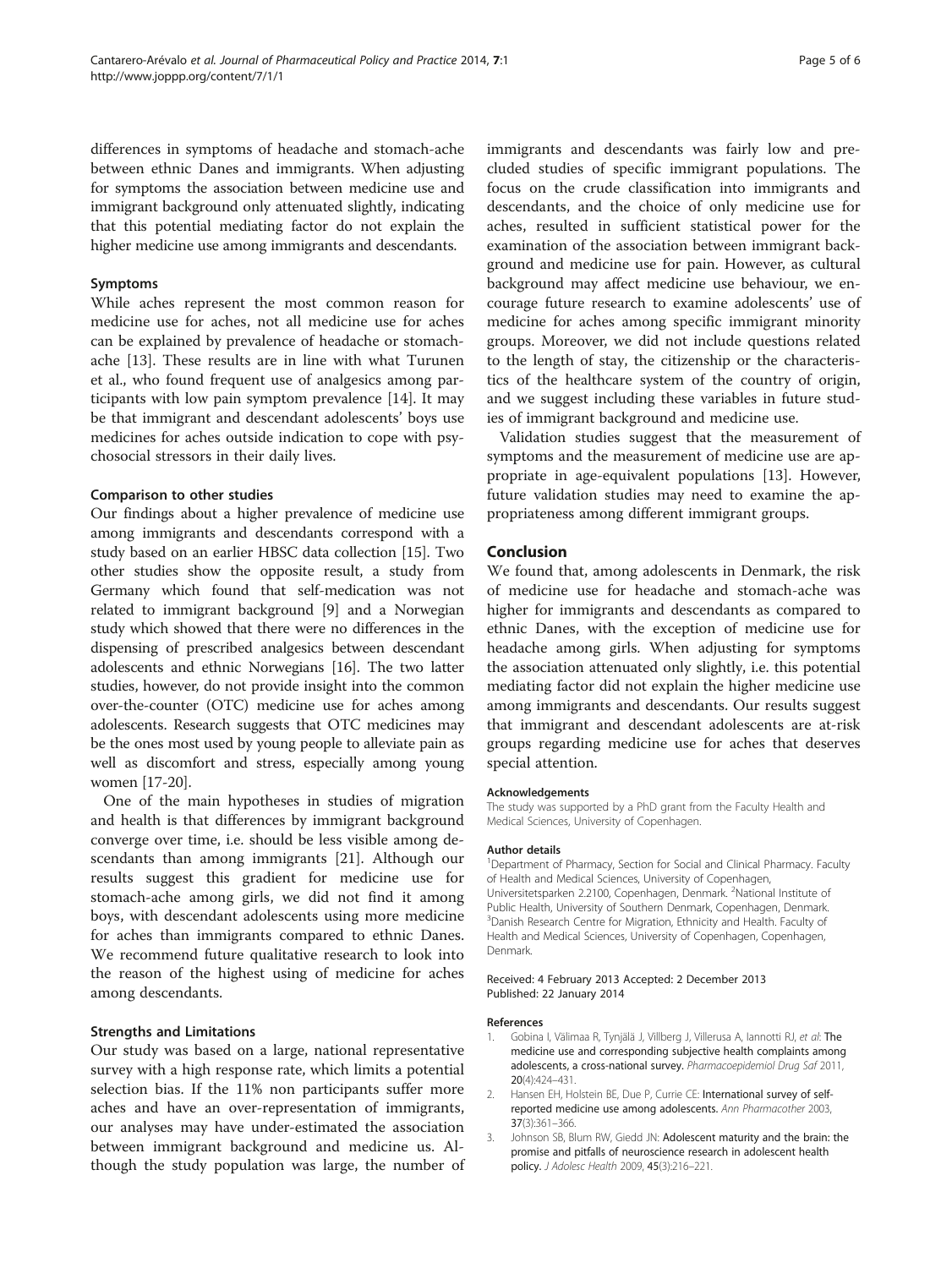differences in symptoms of headache and stomach-ache between ethnic Danes and immigrants. When adjusting for symptoms the association between medicine use and immigrant background only attenuated slightly, indicating that this potential mediating factor do not explain the higher medicine use among immigrants and descendants.

### Symptoms

While aches represent the most common reason for medicine use for aches, not all medicine use for aches can be explained by prevalence of headache or stomach-ache [13]. These results are in line with what Turunen et al., who found frequent use of analgesics among participants with low pain symptom prevalence [14]. It may be that immigrant and descendant adolescents' boys use medicines for aches outside indication to cope with psychosocial stressors in their daily lives.

### Comparison to other studies

Our findings about a higher prevalence of medicine use among immigrants and descendants correspond with a study based on an earlier HBSC data collection [15]. Two other studies show the opposite result, a study from Germany which found that self-medication was not related to immigrant background [9] and a Norwegian study which showed that there were no differences in the dispensing of prescribed analgesics between descendant adolescents and ethnic Norwegians [16]. The two latter studies, however, do not provide insight into the common over-the-counter (OTC) medicine use for aches among adolescents. Research suggests that OTC medicines may be the ones most used by young people to alleviate pain as well as discomfort and stress, especially among young women [17-20].

One of the main hypotheses in studies of migration and health is that differences by immigrant background converge over time, i.e. should be less visible among descendants than among immigrants [21]. Although our results suggest this gradient for medicine use for stomach-ache among girls, we did not find it among boys, with descendant adolescents using more medicine for aches than immigrants compared to ethnic Danes. We recommend future qualitative research to look into the reason of the highest using of medicine for aches among descendants.

### Strengths and Limitations

Our study was based on a large, national representative survey with a high response rate, which limits a potential selection bias. If the 11% non participants suffer more aches and have an over-representation of immigrants, our analyses may have under-estimated the association between immigrant background and medicine us. Although the study population was large, the number of immigrants and descendants was fairly low and precluded studies of specific immigrant populations. The focus on the crude classification into immigrants and descendants, and the choice of only medicine use for aches, resulted in sufficient statistical power for the examination of the association between immigrant background and medicine use for pain. However, as cultural background may affect medicine use behaviour, we encourage future research to examine adolescents' use of medicine for aches among specific immigrant minority groups. Moreover, we did not include questions related to the length of stay, the citizenship or the characteristics of the healthcare system of the country of origin, and we suggest including these variables in future studies of immigrant background and medicine use.

Validation studies suggest that the measurement of symptoms and the measurement of medicine use are appropriate in age-equivalent populations [13]. However, future validation studies may need to examine the appropriateness among different immigrant groups.

## Conclusion

We found that, among adolescents in Denmark, the risk of medicine use for headache and stomach-ache was higher for immigrants and descendants as compared to ethnic Danes, with the exception of medicine use for headache among girls. When adjusting for symptoms the association attenuated only slightly, i.e. this potential mediating factor did not explain the higher medicine use among immigrants and descendants. Our results suggest that immigrant and descendant adolescents are at-risk groups regarding medicine use for aches that deserves special attention.

#### Acknowledgements

The study was supported by a PhD grant from the Faculty Health and Medical Sciences, University of Copenhagen.

#### Author details

[1]Department of Pharmacy, Section for Social and Clinical Pharmacy. Faculty of Health and Medical Sciences, University of Copenhagen, Universitetsparken 2.2100, Copenhagen, Denmark. [2]National Institute of Public Health, University of Southern Denmark, Copenhagen, Denmark. [3]Danish Research Centre for Migration, Ethnicity and Health. Faculty of Health and Medical Sciences, University of Copenhagen, Copenhagen, Denmark.

Received: 4 February 2013 Accepted: 2 December 2013
Published: 22 January 2014

#### References

1. Gobina I, Välimaa R, Tynjälä J, Villberg J, Villerusa A, Iannotti RJ, *et al*: The medicine use and corresponding subjective health complaints among adolescents, a cross-national survey. *Pharmacoepidemiol Drug Saf* 2011, **20**(4):424–431.
2. Hansen EH, Holstein BE, Due P, Currie CE: International survey of self-reported medicine use among adolescents. *Ann Pharmacother* 2003, **37**(3):361–366.
3. Johnson SB, Blum RW, Giedd JN: Adolescent maturity and the brain: the promise and pitfalls of neuroscience research in adolescent health policy. *J Adolesc Health* 2009, **45**(3):216–221.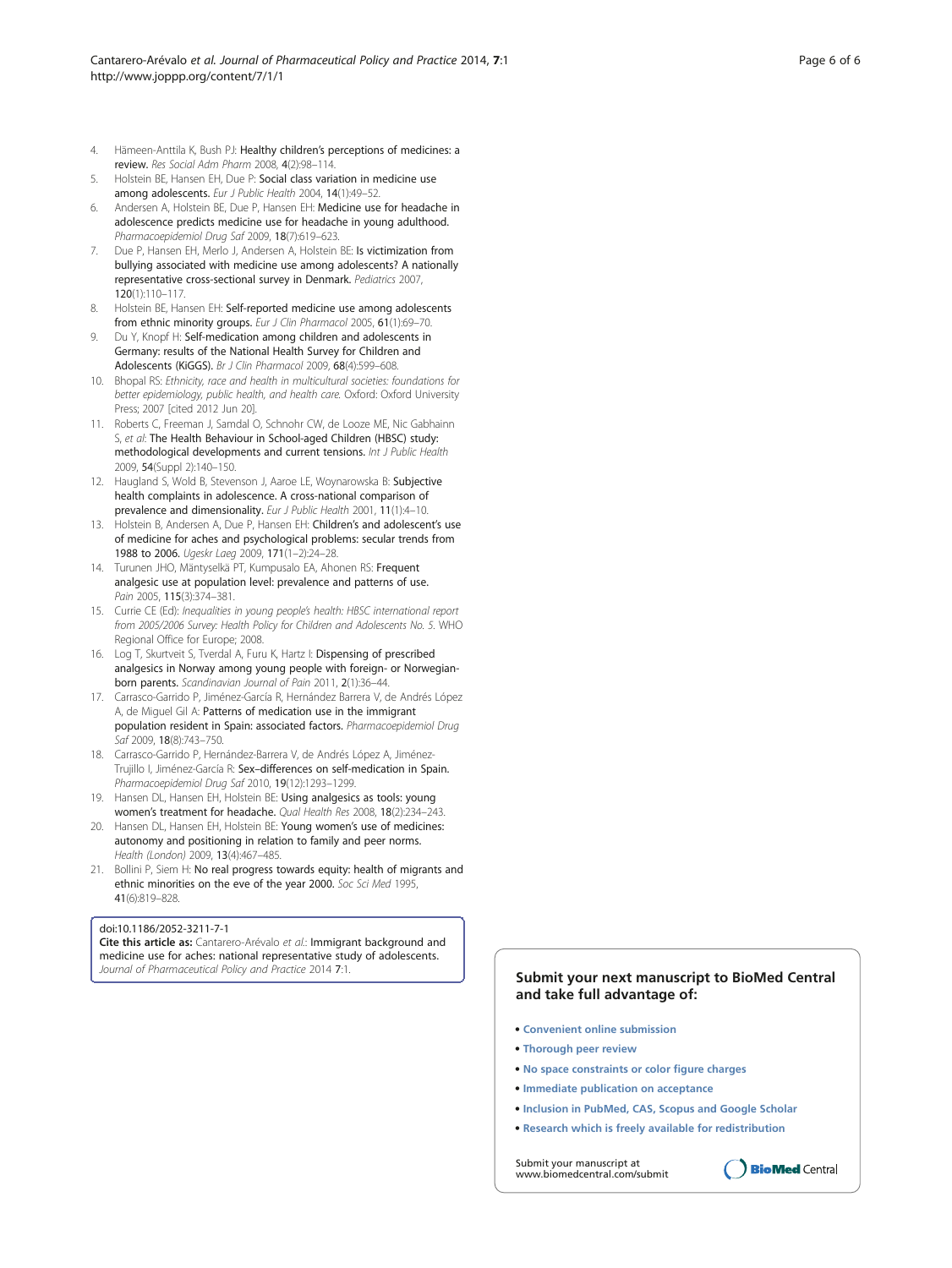4. Hämeen-Anttila K, Bush PJ: **Healthy children's perceptions of medicines: a review.** *Res Social Adm Pharm* 2008, **4**(2):98–114.
5. Holstein BE, Hansen EH, Due P: **Social class variation in medicine use among adolescents.** *Eur J Public Health* 2004, **14**(1):49–52.
6. Andersen A, Holstein BE, Due P, Hansen EH: **Medicine use for headache in adolescence predicts medicine use for headache in young adulthood.** *Pharmacoepidemiol Drug Saf* 2009, **18**(7):619–623.
7. Due P, Hansen EH, Merlo J, Andersen A, Holstein BE: **Is victimization from bullying associated with medicine use among adolescents? A nationally representative cross-sectional survey in Denmark.** *Pediatrics* 2007, **120**(1):110–117.
8. Holstein BE, Hansen EH: **Self-reported medicine use among adolescents from ethnic minority groups.** *Eur J Clin Pharmacol* 2005, **61**(1):69–70.
9. Du Y, Knopf H: **Self-medication among children and adolescents in Germany: results of the National Health Survey for Children and Adolescents (KiGGS).** *Br J Clin Pharmacol* 2009, **68**(4):599–608.
10. Bhopal RS: *Ethnicity, race and health in multicultural societies: foundations for better epidemiology, public health, and health care.* Oxford: Oxford University Press; 2007 [cited 2012 Jun 20].
11. Roberts C, Freeman J, Samdal O, Schnohr CW, de Looze ME, Nic Gabhainn S, *et al*: **The Health Behaviour in School-aged Children (HBSC) study: methodological developments and current tensions.** *Int J Public Health* 2009, **54**(Suppl 2):140–150.
12. Haugland S, Wold B, Stevenson J, Aaroe LE, Woynarowska B: **Subjective health complaints in adolescence. A cross-national comparison of prevalence and dimensionality.** *Eur J Public Health* 2001, **11**(1):4–10.
13. Holstein B, Andersen A, Due P, Hansen EH: **Children's and adolescent's use of medicine for aches and psychological problems: secular trends from 1988 to 2006.** *Ugeskr Laeg* 2009, **171**(1–2):24–28.
14. Turunen JHO, Mäntyselkä PT, Kumpusalo EA, Ahonen RS: **Frequent analgesic use at population level: prevalence and patterns of use.** *Pain* 2005, **115**(3):374–381.
15. Currie CE (Ed): *Inequalities in young people's health: HBSC international report from 2005/2006 Survey: Health Policy for Children and Adolescents No. 5.* WHO Regional Office for Europe; 2008.
16. Log T, Skurtveit S, Tverdal A, Furu K, Hartz I: **Dispensing of prescribed analgesics in Norway among young people with foreign- or Norwegian-born parents.** *Scandinavian Journal of Pain* 2011, **2**(1):36–44.
17. Carrasco-Garrido P, Jiménez-García R, Hernández Barrera V, de Andrés López A, de Miguel Gil A: **Patterns of medication use in the immigrant population resident in Spain: associated factors.** *Pharmacoepidemiol Drug Saf* 2009, **18**(8):743–750.
18. Carrasco-Garrido P, Hernández-Barrera V, de Andrés López A, Jiménez-Trujillo I, Jiménez-García R: **Sex–differences on self-medication in Spain.** *Pharmacoepidemiol Drug Saf* 2010, **19**(12):1293–1299.
19. Hansen DL, Hansen EH, Holstein BE: **Using analgesics as tools: young women's treatment for headache.** *Qual Health Res* 2008, **18**(2):234–243.
20. Hansen DL, Hansen EH, Holstein BE: **Young women's use of medicines: autonomy and positioning in relation to family and peer norms.** *Health (London)* 2009, **13**(4):467–485.
21. Bollini P, Siem H: **No real progress towards equity: health of migrants and ethnic minorities on the eve of the year 2000.** *Soc Sci Med* 1995, **41**(6):819–828.

doi:10.1186/2052-3211-7-1
**Cite this article as:** Cantarero-Arévalo *et al.*: Immigrant background and medicine use for aches: national representative study of adolescents. *Journal of Pharmaceutical Policy and Practice* 2014 **7**:1.

**Submit your next manuscript to BioMed Central and take full advantage of:**

- **Convenient online submission**
- **Thorough peer review**
- **No space constraints or color figure charges**
- **Immediate publication on acceptance**
- **Inclusion in PubMed, CAS, Scopus and Google Scholar**
- **Research which is freely available for redistribution**

Submit your manuscript at
www.biomedcentral.com/submit

BioMed Central